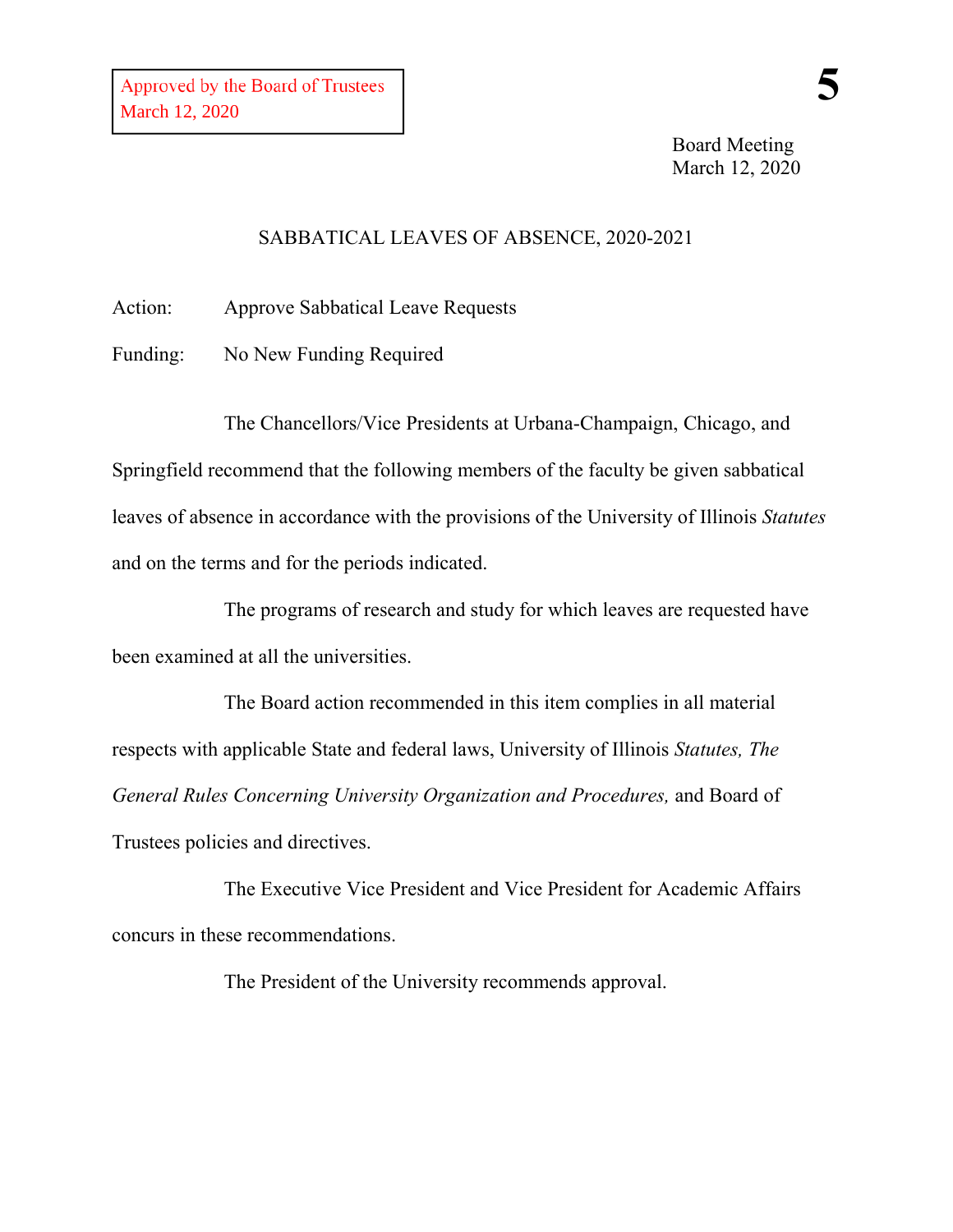Approved by the Board of Trustees
March 12, 2020

**5**

Board Meeting
March 12, 2020

## SABBATICAL LEAVES OF ABSENCE, 2020-2021

Action: Approve Sabbatical Leave Requests

Funding: No New Funding Required

The Chancellors/Vice Presidents at Urbana-Champaign, Chicago, and Springfield recommend that the following members of the faculty be given sabbatical leaves of absence in accordance with the provisions of the University of Illinois *Statutes* and on the terms and for the periods indicated.

The programs of research and study for which leaves are requested have been examined at all the universities.

The Board action recommended in this item complies in all material respects with applicable State and federal laws, University of Illinois *Statutes, The General Rules Concerning University Organization and Procedures,* and Board of Trustees policies and directives.

The Executive Vice President and Vice President for Academic Affairs concurs in these recommendations.

The President of the University recommends approval.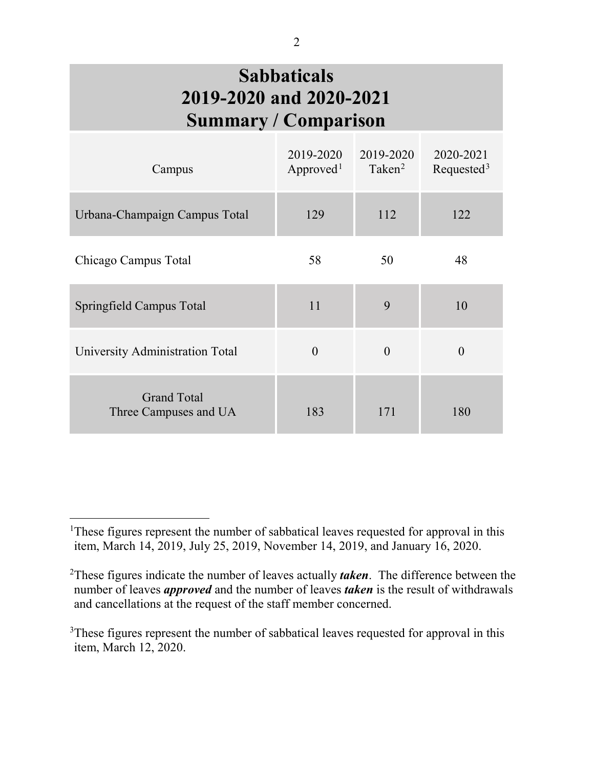# Sabbaticals
# 2019-2020 and 2020-2021
# Summary / Comparison

| Campus | 2019-2020 Approved[1] | 2019-2020 Taken[2] | 2020-2021 Requested[3] |
|---|---|---|---|
| Urbana-Champaign Campus Total | 129 | 112 | 122 |
| Chicago Campus Total | 58 | 50 | 48 |
| Springfield Campus Total | 11 | 9 | 10 |
| University Administration Total | 0 | 0 | 0 |
| Grand Total Three Campuses and UA | 183 | 171 | 180 |

[1]These figures represent the number of sabbatical leaves requested for approval in this item, March 14, 2019, July 25, 2019, November 14, 2019, and January 16, 2020.

[2]These figures indicate the number of leaves actually ***taken***. The difference between the number of leaves ***approved*** and the number of leaves ***taken*** is the result of withdrawals and cancellations at the request of the staff member concerned.

[3]These figures represent the number of sabbatical leaves requested for approval in this item, March 12, 2020.